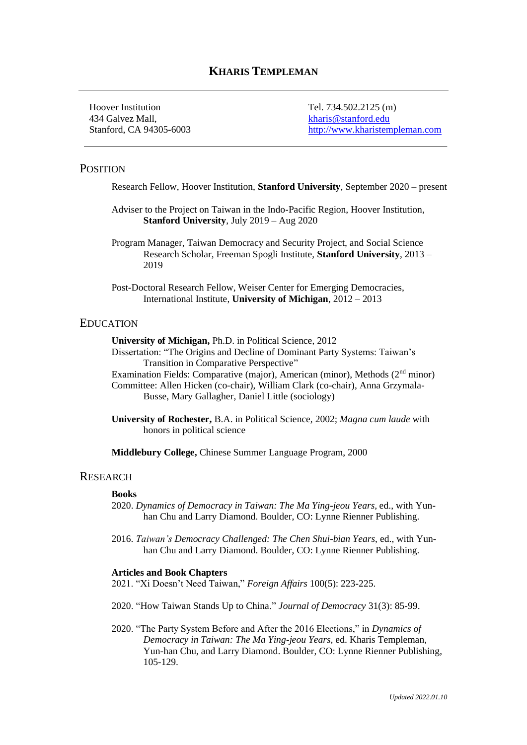# KHARIS TEMPLEMAN

Hoover Institution
434 Galvez Mall,
Stanford, CA 94305-6003

Tel. 734.502.2125 (m)
kharis@stanford.edu
http://www.kharistempleman.com

## POSITION

Research Fellow, Hoover Institution, **Stanford University**, September 2020 – present

Adviser to the Project on Taiwan in the Indo-Pacific Region, Hoover Institution, **Stanford University**, July 2019 – Aug 2020

Program Manager, Taiwan Democracy and Security Project, and Social Science Research Scholar, Freeman Spogli Institute, **Stanford University**, 2013 – 2019

Post-Doctoral Research Fellow, Weiser Center for Emerging Democracies, International Institute, **University of Michigan**, 2012 – 2013

## EDUCATION

**University of Michigan,** Ph.D. in Political Science, 2012
Dissertation: "The Origins and Decline of Dominant Party Systems: Taiwan's Transition in Comparative Perspective"
Examination Fields: Comparative (major), American (minor), Methods (2nd minor)
Committee: Allen Hicken (co-chair), William Clark (co-chair), Anna Grzymala-Busse, Mary Gallagher, Daniel Little (sociology)

**University of Rochester,** B.A. in Political Science, 2002; *Magna cum laude* with honors in political science

**Middlebury College,** Chinese Summer Language Program, 2000

## RESEARCH

### Books

2020. *Dynamics of Democracy in Taiwan: The Ma Ying-jeou Years,* ed., with Yun-han Chu and Larry Diamond. Boulder, CO: Lynne Rienner Publishing.

2016. *Taiwan's Democracy Challenged: The Chen Shui-bian Years,* ed., with Yun-han Chu and Larry Diamond. Boulder, CO: Lynne Rienner Publishing.

### Articles and Book Chapters

2021. "Xi Doesn't Need Taiwan," *Foreign Affairs* 100(5): 223-225.

2020. "How Taiwan Stands Up to China." *Journal of Democracy* 31(3): 85-99.

2020. "The Party System Before and After the 2016 Elections," in *Dynamics of Democracy in Taiwan: The Ma Ying-jeou Years,* ed. Kharis Templeman, Yun-han Chu, and Larry Diamond. Boulder, CO: Lynne Rienner Publishing, 105-129.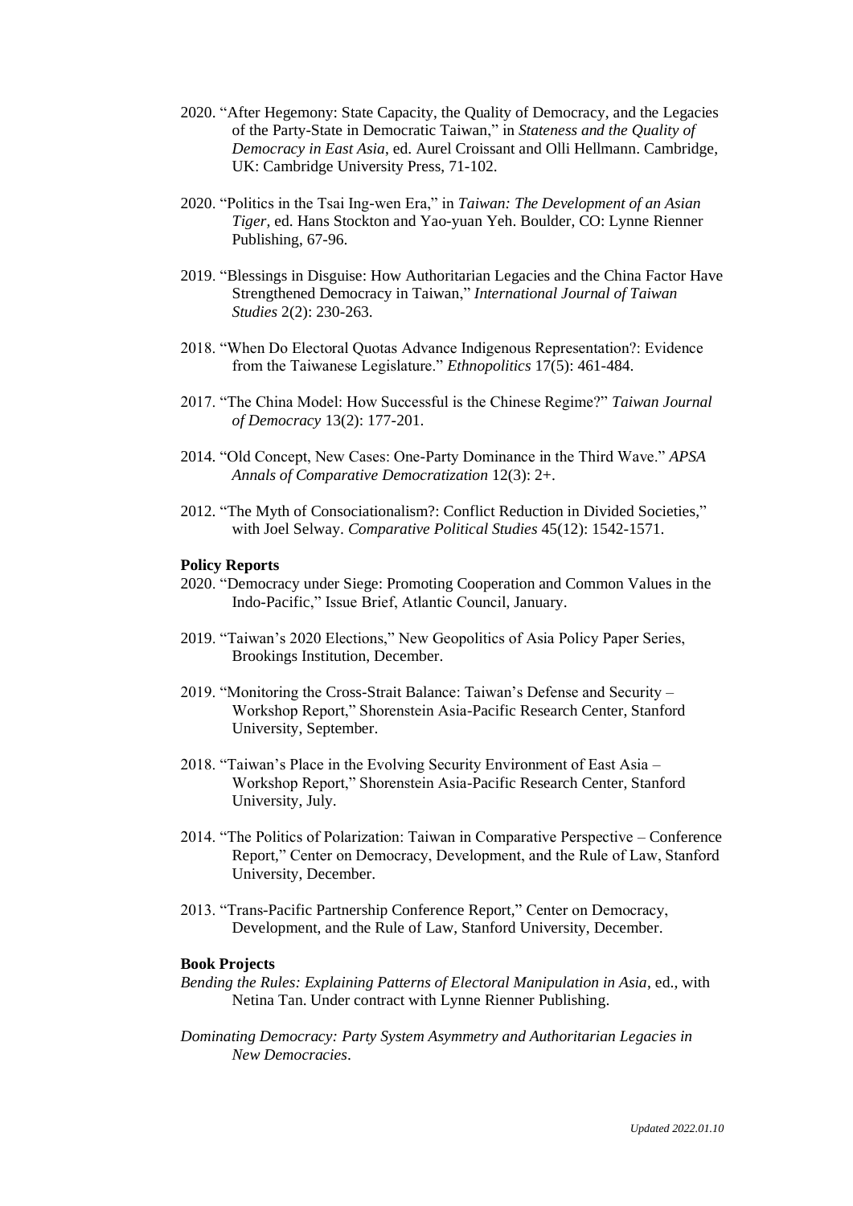2020. "After Hegemony: State Capacity, the Quality of Democracy, and the Legacies of the Party-State in Democratic Taiwan," in *Stateness and the Quality of Democracy in East Asia*, ed. Aurel Croissant and Olli Hellmann. Cambridge, UK: Cambridge University Press, 71-102.

2020. "Politics in the Tsai Ing-wen Era," in *Taiwan: The Development of an Asian Tiger*, ed. Hans Stockton and Yao-yuan Yeh. Boulder, CO: Lynne Rienner Publishing, 67-96.

2019. "Blessings in Disguise: How Authoritarian Legacies and the China Factor Have Strengthened Democracy in Taiwan," *International Journal of Taiwan Studies* 2(2): 230-263.

2018. "When Do Electoral Quotas Advance Indigenous Representation?: Evidence from the Taiwanese Legislature." *Ethnopolitics* 17(5): 461-484.

2017. "The China Model: How Successful is the Chinese Regime?" *Taiwan Journal of Democracy* 13(2): 177-201.

2014. "Old Concept, New Cases: One-Party Dominance in the Third Wave." *APSA Annals of Comparative Democratization* 12(3): 2+.

2012. "The Myth of Consociationalism?: Conflict Reduction in Divided Societies," with Joel Selway. *Comparative Political Studies* 45(12): 1542-1571.

**Policy Reports**

2020. "Democracy under Siege: Promoting Cooperation and Common Values in the Indo-Pacific," Issue Brief, Atlantic Council, January.

2019. "Taiwan's 2020 Elections," New Geopolitics of Asia Policy Paper Series, Brookings Institution, December.

2019. "Monitoring the Cross-Strait Balance: Taiwan's Defense and Security – Workshop Report," Shorenstein Asia-Pacific Research Center, Stanford University, September.

2018. "Taiwan's Place in the Evolving Security Environment of East Asia – Workshop Report," Shorenstein Asia-Pacific Research Center, Stanford University, July.

2014. "The Politics of Polarization: Taiwan in Comparative Perspective – Conference Report," Center on Democracy, Development, and the Rule of Law, Stanford University, December.

2013. "Trans-Pacific Partnership Conference Report," Center on Democracy, Development, and the Rule of Law, Stanford University, December.

**Book Projects**

*Bending the Rules: Explaining Patterns of Electoral Manipulation in Asia*, ed., with Netina Tan. Under contract with Lynne Rienner Publishing.

*Dominating Democracy: Party System Asymmetry and Authoritarian Legacies in New Democracies*.

*Updated 2022.01.10*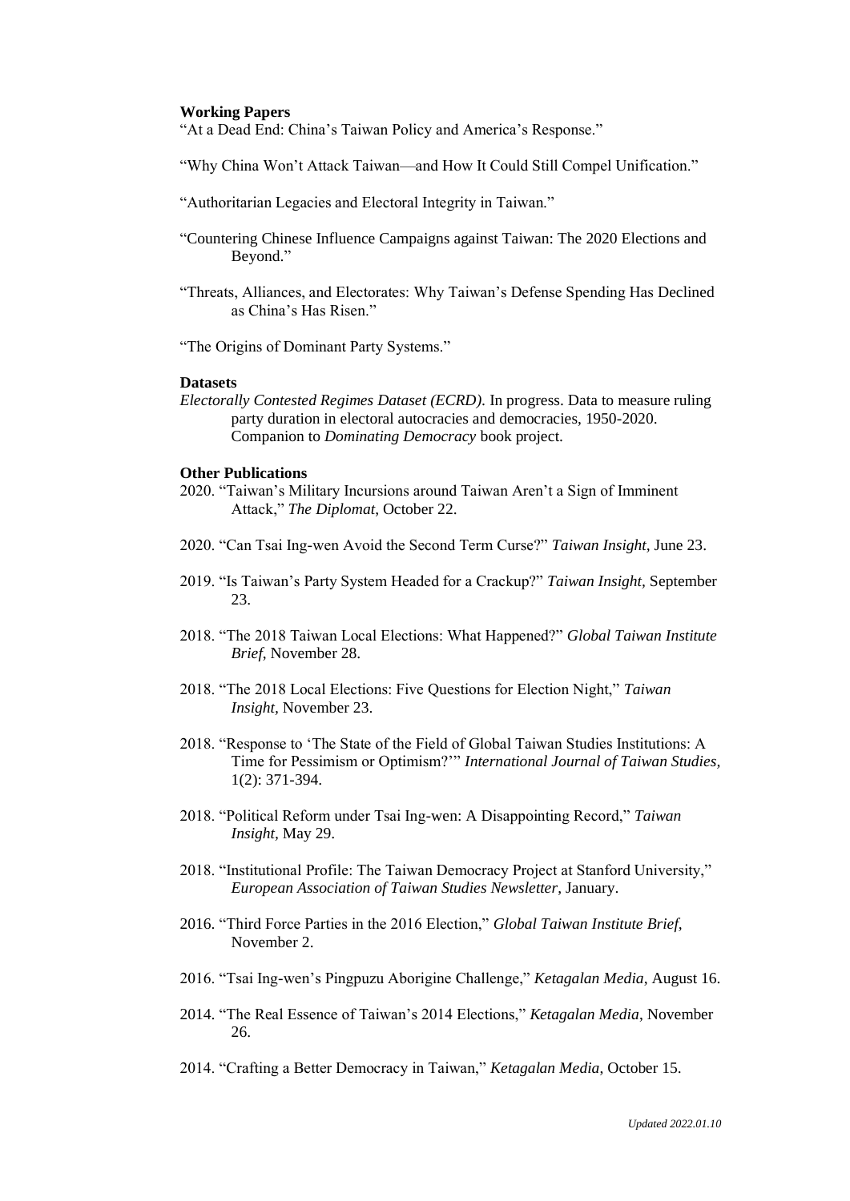**Working Papers**

"At a Dead End: China's Taiwan Policy and America's Response."

"Why China Won't Attack Taiwan—and How It Could Still Compel Unification."

"Authoritarian Legacies and Electoral Integrity in Taiwan."

"Countering Chinese Influence Campaigns against Taiwan: The 2020 Elections and Beyond."

"Threats, Alliances, and Electorates: Why Taiwan's Defense Spending Has Declined as China's Has Risen."

"The Origins of Dominant Party Systems."

**Datasets**

*Electorally Contested Regimes Dataset (ECRD).* In progress. Data to measure ruling party duration in electoral autocracies and democracies, 1950-2020. Companion to *Dominating Democracy* book project.

**Other Publications**

2020. "Taiwan's Military Incursions around Taiwan Aren't a Sign of Imminent Attack," *The Diplomat*, October 22.

2020. "Can Tsai Ing-wen Avoid the Second Term Curse?" *Taiwan Insight*, June 23.

2019. "Is Taiwan's Party System Headed for a Crackup?" *Taiwan Insight,* September 23.

2018. "The 2018 Taiwan Local Elections: What Happened?" *Global Taiwan Institute Brief*, November 28.

2018. "The 2018 Local Elections: Five Questions for Election Night," *Taiwan Insight*, November 23.

2018. "Response to 'The State of the Field of Global Taiwan Studies Institutions: A Time for Pessimism or Optimism?'" *International Journal of Taiwan Studies,* 1(2): 371-394.

2018. "Political Reform under Tsai Ing-wen: A Disappointing Record," *Taiwan Insight*, May 29.

2018. "Institutional Profile: The Taiwan Democracy Project at Stanford University," *European Association of Taiwan Studies Newsletter*, January.

2016. "Third Force Parties in the 2016 Election," *Global Taiwan Institute Brief,* November 2.

2016. "Tsai Ing-wen's Pingpuzu Aborigine Challenge," *Ketagalan Media*, August 16.

2014. "The Real Essence of Taiwan's 2014 Elections," *Ketagalan Media*, November 26.

2014. "Crafting a Better Democracy in Taiwan," *Ketagalan Media,* October 15.

*Updated 2022.01.10*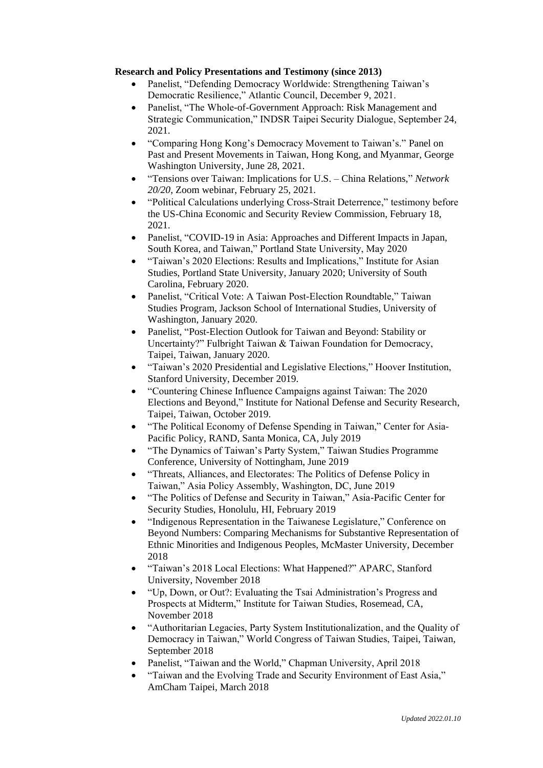**Research and Policy Presentations and Testimony (since 2013)**

- Panelist, "Defending Democracy Worldwide: Strengthening Taiwan's Democratic Resilience," Atlantic Council, December 9, 2021.
- Panelist, "The Whole-of-Government Approach: Risk Management and Strategic Communication," INDSR Taipei Security Dialogue, September 24, 2021.
- "Comparing Hong Kong's Democracy Movement to Taiwan's." Panel on Past and Present Movements in Taiwan, Hong Kong, and Myanmar, George Washington University, June 28, 2021.
- "Tensions over Taiwan: Implications for U.S. – China Relations," *Network 20/20*, Zoom webinar, February 25, 2021.
- "Political Calculations underlying Cross-Strait Deterrence," testimony before the US-China Economic and Security Review Commission, February 18, 2021.
- Panelist, "COVID-19 in Asia: Approaches and Different Impacts in Japan, South Korea, and Taiwan," Portland State University, May 2020
- "Taiwan's 2020 Elections: Results and Implications," Institute for Asian Studies, Portland State University, January 2020; University of South Carolina, February 2020.
- Panelist, "Critical Vote: A Taiwan Post-Election Roundtable," Taiwan Studies Program, Jackson School of International Studies, University of Washington, January 2020.
- Panelist, "Post-Election Outlook for Taiwan and Beyond: Stability or Uncertainty?" Fulbright Taiwan & Taiwan Foundation for Democracy, Taipei, Taiwan, January 2020.
- "Taiwan's 2020 Presidential and Legislative Elections," Hoover Institution, Stanford University, December 2019.
- "Countering Chinese Influence Campaigns against Taiwan: The 2020 Elections and Beyond," Institute for National Defense and Security Research, Taipei, Taiwan, October 2019.
- "The Political Economy of Defense Spending in Taiwan," Center for Asia-Pacific Policy, RAND, Santa Monica, CA, July 2019
- "The Dynamics of Taiwan's Party System," Taiwan Studies Programme Conference, University of Nottingham, June 2019
- "Threats, Alliances, and Electorates: The Politics of Defense Policy in Taiwan," Asia Policy Assembly, Washington, DC, June 2019
- "The Politics of Defense and Security in Taiwan," Asia-Pacific Center for Security Studies, Honolulu, HI, February 2019
- "Indigenous Representation in the Taiwanese Legislature," Conference on Beyond Numbers: Comparing Mechanisms for Substantive Representation of Ethnic Minorities and Indigenous Peoples, McMaster University, December 2018
- "Taiwan's 2018 Local Elections: What Happened?" APARC, Stanford University, November 2018
- "Up, Down, or Out?: Evaluating the Tsai Administration's Progress and Prospects at Midterm," Institute for Taiwan Studies, Rosemead, CA, November 2018
- "Authoritarian Legacies, Party System Institutionalization, and the Quality of Democracy in Taiwan," World Congress of Taiwan Studies, Taipei, Taiwan, September 2018
- Panelist, "Taiwan and the World," Chapman University, April 2018
- "Taiwan and the Evolving Trade and Security Environment of East Asia," AmCham Taipei, March 2018

*Updated 2022.01.10*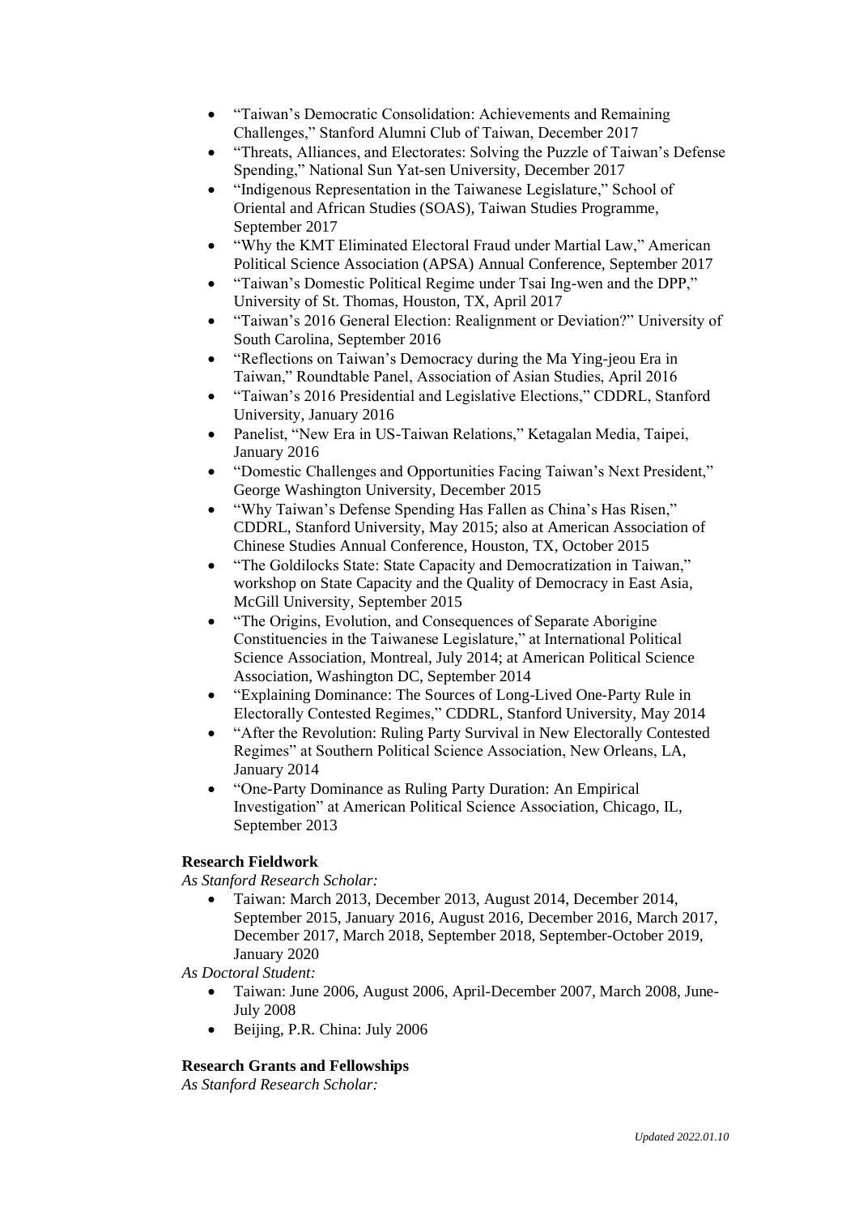- "Taiwan's Democratic Consolidation: Achievements and Remaining Challenges," Stanford Alumni Club of Taiwan, December 2017
- "Threats, Alliances, and Electorates: Solving the Puzzle of Taiwan's Defense Spending," National Sun Yat-sen University, December 2017
- "Indigenous Representation in the Taiwanese Legislature," School of Oriental and African Studies (SOAS), Taiwan Studies Programme, September 2017
- "Why the KMT Eliminated Electoral Fraud under Martial Law," American Political Science Association (APSA) Annual Conference, September 2017
- "Taiwan's Domestic Political Regime under Tsai Ing-wen and the DPP," University of St. Thomas, Houston, TX, April 2017
- "Taiwan's 2016 General Election: Realignment or Deviation?" University of South Carolina, September 2016
- "Reflections on Taiwan's Democracy during the Ma Ying-jeou Era in Taiwan," Roundtable Panel, Association of Asian Studies, April 2016
- "Taiwan's 2016 Presidential and Legislative Elections," CDDRL, Stanford University, January 2016
- Panelist, "New Era in US-Taiwan Relations," Ketagalan Media, Taipei, January 2016
- "Domestic Challenges and Opportunities Facing Taiwan's Next President," George Washington University, December 2015
- "Why Taiwan's Defense Spending Has Fallen as China's Has Risen," CDDRL, Stanford University, May 2015; also at American Association of Chinese Studies Annual Conference, Houston, TX, October 2015
- "The Goldilocks State: State Capacity and Democratization in Taiwan," workshop on State Capacity and the Quality of Democracy in East Asia, McGill University, September 2015
- "The Origins, Evolution, and Consequences of Separate Aborigine Constituencies in the Taiwanese Legislature," at International Political Science Association, Montreal, July 2014; at American Political Science Association, Washington DC, September 2014
- "Explaining Dominance: The Sources of Long-Lived One-Party Rule in Electorally Contested Regimes," CDDRL, Stanford University, May 2014
- "After the Revolution: Ruling Party Survival in New Electorally Contested Regimes" at Southern Political Science Association, New Orleans, LA, January 2014
- "One-Party Dominance as Ruling Party Duration: An Empirical Investigation" at American Political Science Association, Chicago, IL, September 2013

**Research Fieldwork**

*As Stanford Research Scholar:*

- Taiwan: March 2013, December 2013, August 2014, December 2014, September 2015, January 2016, August 2016, December 2016, March 2017, December 2017, March 2018, September 2018, September-October 2019, January 2020

*As Doctoral Student:*

- Taiwan: June 2006, August 2006, April-December 2007, March 2008, June-July 2008
- Beijing, P.R. China: July 2006

**Research Grants and Fellowships**

*As Stanford Research Scholar:*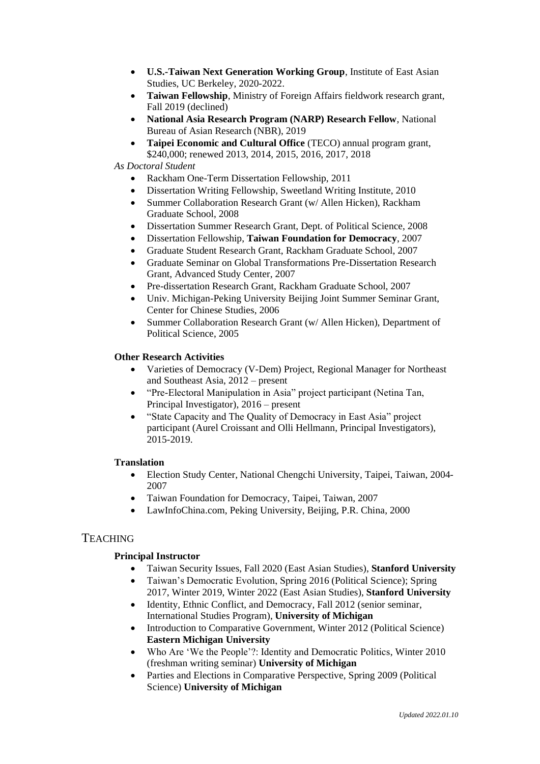- **U.S.-Taiwan Next Generation Working Group**, Institute of East Asian Studies, UC Berkeley, 2020-2022.
- **Taiwan Fellowship**, Ministry of Foreign Affairs fieldwork research grant, Fall 2019 (declined)
- **National Asia Research Program (NARP) Research Fellow**, National Bureau of Asian Research (NBR), 2019
- **Taipei Economic and Cultural Office** (TECO) annual program grant, $240,000; renewed 2013, 2014, 2015, 2016, 2017, 2018

*As Doctoral Student*

- Rackham One-Term Dissertation Fellowship, 2011
- Dissertation Writing Fellowship, Sweetland Writing Institute, 2010
- Summer Collaboration Research Grant (w/ Allen Hicken), Rackham Graduate School, 2008
- Dissertation Summer Research Grant, Dept. of Political Science, 2008
- Dissertation Fellowship, **Taiwan Foundation for Democracy**, 2007
- Graduate Student Research Grant, Rackham Graduate School, 2007
- Graduate Seminar on Global Transformations Pre-Dissertation Research Grant, Advanced Study Center, 2007
- Pre-dissertation Research Grant, Rackham Graduate School, 2007
- Univ. Michigan-Peking University Beijing Joint Summer Seminar Grant, Center for Chinese Studies, 2006
- Summer Collaboration Research Grant (w/ Allen Hicken), Department of Political Science, 2005

### Other Research Activities

- Varieties of Democracy (V-Dem) Project, Regional Manager for Northeast and Southeast Asia, 2012 – present
- "Pre-Electoral Manipulation in Asia" project participant (Netina Tan, Principal Investigator), 2016 – present
- "State Capacity and The Quality of Democracy in East Asia" project participant (Aurel Croissant and Olli Hellmann, Principal Investigators), 2015-2019.

### Translation

- Election Study Center, National Chengchi University, Taipei, Taiwan, 2004-2007
- Taiwan Foundation for Democracy, Taipei, Taiwan, 2007
- LawInfoChina.com, Peking University, Beijing, P.R. China, 2000

## Teaching

### Principal Instructor

- Taiwan Security Issues, Fall 2020 (East Asian Studies), **Stanford University**
- Taiwan's Democratic Evolution, Spring 2016 (Political Science); Spring 2017, Winter 2019, Winter 2022 (East Asian Studies), **Stanford University**
- Identity, Ethnic Conflict, and Democracy, Fall 2012 (senior seminar, International Studies Program), **University of Michigan**
- Introduction to Comparative Government, Winter 2012 (Political Science) **Eastern Michigan University**
- Who Are 'We the People'?: Identity and Democratic Politics, Winter 2010 (freshman writing seminar) **University of Michigan**
- Parties and Elections in Comparative Perspective, Spring 2009 (Political Science) **University of Michigan**

*Updated 2022.01.10*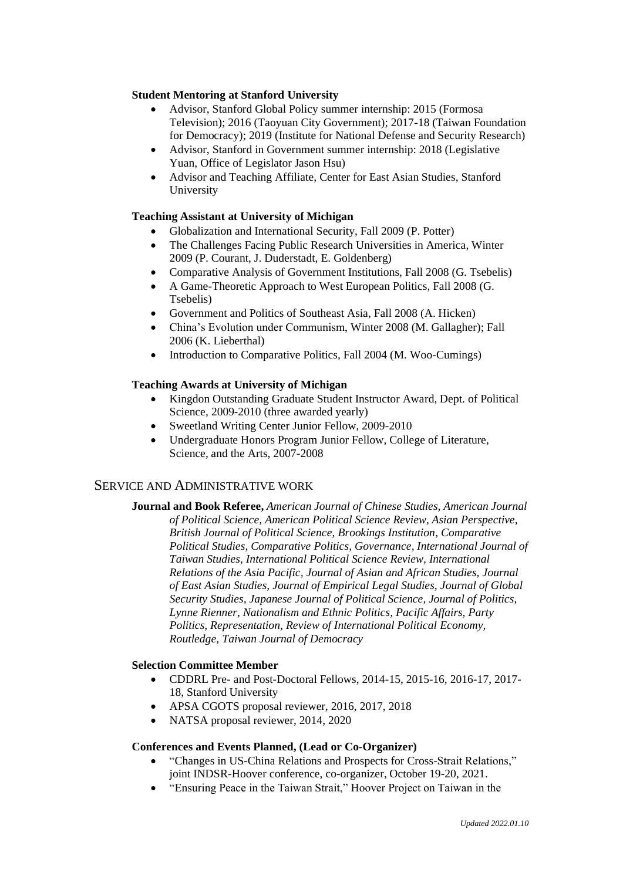**Student Mentoring at Stanford University**

- Advisor, Stanford Global Policy summer internship: 2015 (Formosa Television); 2016 (Taoyuan City Government); 2017-18 (Taiwan Foundation for Democracy); 2019 (Institute for National Defense and Security Research)
- Advisor, Stanford in Government summer internship: 2018 (Legislative Yuan, Office of Legislator Jason Hsu)
- Advisor and Teaching Affiliate, Center for East Asian Studies, Stanford University

**Teaching Assistant at University of Michigan**

- Globalization and International Security, Fall 2009 (P. Potter)
- The Challenges Facing Public Research Universities in America, Winter 2009 (P. Courant, J. Duderstadt, E. Goldenberg)
- Comparative Analysis of Government Institutions, Fall 2008 (G. Tsebelis)
- A Game-Theoretic Approach to West European Politics, Fall 2008 (G. Tsebelis)
- Government and Politics of Southeast Asia, Fall 2008 (A. Hicken)
- China's Evolution under Communism, Winter 2008 (M. Gallagher); Fall 2006 (K. Lieberthal)
- Introduction to Comparative Politics, Fall 2004 (M. Woo-Cumings)

**Teaching Awards at University of Michigan**

- Kingdon Outstanding Graduate Student Instructor Award, Dept. of Political Science, 2009-2010 (three awarded yearly)
- Sweetland Writing Center Junior Fellow, 2009-2010
- Undergraduate Honors Program Junior Fellow, College of Literature, Science, and the Arts, 2007-2008

## SERVICE AND ADMINISTRATIVE WORK

**Journal and Book Referee,** *American Journal of Chinese Studies, American Journal of Political Science, American Political Science Review, Asian Perspective, British Journal of Political Science, Brookings Institution, Comparative Political Studies, Comparative Politics, Governance, International Journal of Taiwan Studies, International Political Science Review, International Relations of the Asia Pacific, Journal of Asian and African Studies, Journal of East Asian Studies, Journal of Empirical Legal Studies, Journal of Global Security Studies, Japanese Journal of Political Science, Journal of Politics, Lynne Rienner, Nationalism and Ethnic Politics, Pacific Affairs, Party Politics, Representation, Review of International Political Economy, Routledge, Taiwan Journal of Democracy*

**Selection Committee Member**

- CDDRL Pre- and Post-Doctoral Fellows, 2014-15, 2015-16, 2016-17, 2017-18, Stanford University
- APSA CGOTS proposal reviewer, 2016, 2017, 2018
- NATSA proposal reviewer, 2014, 2020

**Conferences and Events Planned, (Lead or Co-Organizer)**

- "Changes in US-China Relations and Prospects for Cross-Strait Relations," joint INDSR-Hoover conference, co-organizer, October 19-20, 2021.
- "Ensuring Peace in the Taiwan Strait," Hoover Project on Taiwan in the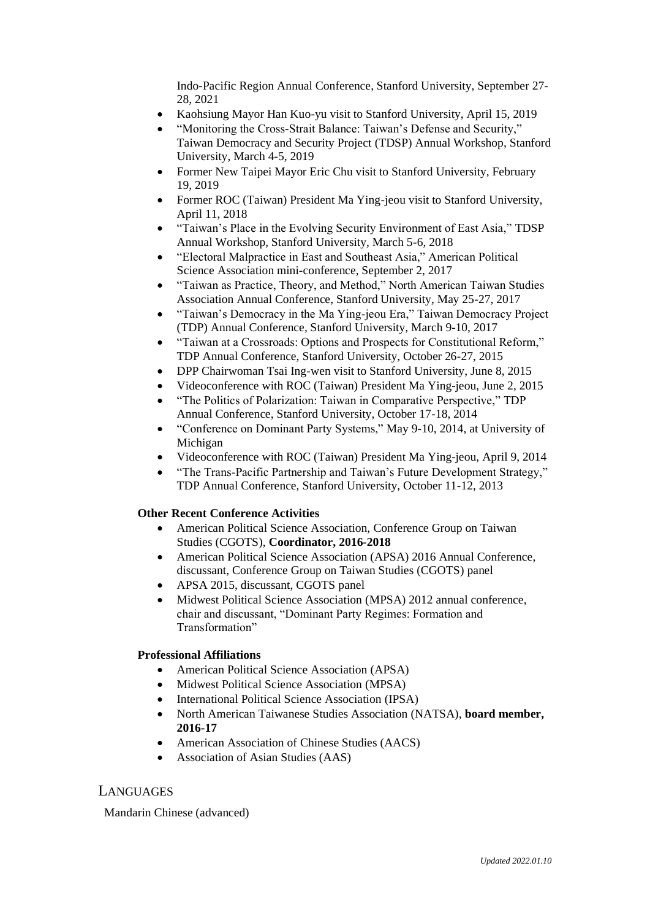Indo-Pacific Region Annual Conference, Stanford University, September 27-28, 2021

- Kaohsiung Mayor Han Kuo-yu visit to Stanford University, April 15, 2019
- "Monitoring the Cross-Strait Balance: Taiwan's Defense and Security," Taiwan Democracy and Security Project (TDSP) Annual Workshop, Stanford University, March 4-5, 2019
- Former New Taipei Mayor Eric Chu visit to Stanford University, February 19, 2019
- Former ROC (Taiwan) President Ma Ying-jeou visit to Stanford University, April 11, 2018
- "Taiwan's Place in the Evolving Security Environment of East Asia," TDSP Annual Workshop, Stanford University, March 5-6, 2018
- "Electoral Malpractice in East and Southeast Asia," American Political Science Association mini-conference, September 2, 2017
- "Taiwan as Practice, Theory, and Method," North American Taiwan Studies Association Annual Conference, Stanford University, May 25-27, 2017
- "Taiwan's Democracy in the Ma Ying-jeou Era," Taiwan Democracy Project (TDP) Annual Conference, Stanford University, March 9-10, 2017
- "Taiwan at a Crossroads: Options and Prospects for Constitutional Reform," TDP Annual Conference, Stanford University, October 26-27, 2015
- DPP Chairwoman Tsai Ing-wen visit to Stanford University, June 8, 2015
- Videoconference with ROC (Taiwan) President Ma Ying-jeou, June 2, 2015
- "The Politics of Polarization: Taiwan in Comparative Perspective," TDP Annual Conference, Stanford University, October 17-18, 2014
- "Conference on Dominant Party Systems," May 9-10, 2014, at University of Michigan
- Videoconference with ROC (Taiwan) President Ma Ying-jeou, April 9, 2014
- "The Trans-Pacific Partnership and Taiwan's Future Development Strategy," TDP Annual Conference, Stanford University, October 11-12, 2013

**Other Recent Conference Activities**

- American Political Science Association, Conference Group on Taiwan Studies (CGOTS), **Coordinator, 2016-2018**
- American Political Science Association (APSA) 2016 Annual Conference, discussant, Conference Group on Taiwan Studies (CGOTS) panel
- APSA 2015, discussant, CGOTS panel
- Midwest Political Science Association (MPSA) 2012 annual conference, chair and discussant, "Dominant Party Regimes: Formation and Transformation"

**Professional Affiliations**

- American Political Science Association (APSA)
- Midwest Political Science Association (MPSA)
- International Political Science Association (IPSA)
- North American Taiwanese Studies Association (NATSA), **board member, 2016-17**
- American Association of Chinese Studies (AACS)
- Association of Asian Studies (AAS)

## LANGUAGES

Mandarin Chinese (advanced)

*Updated 2022.01.10*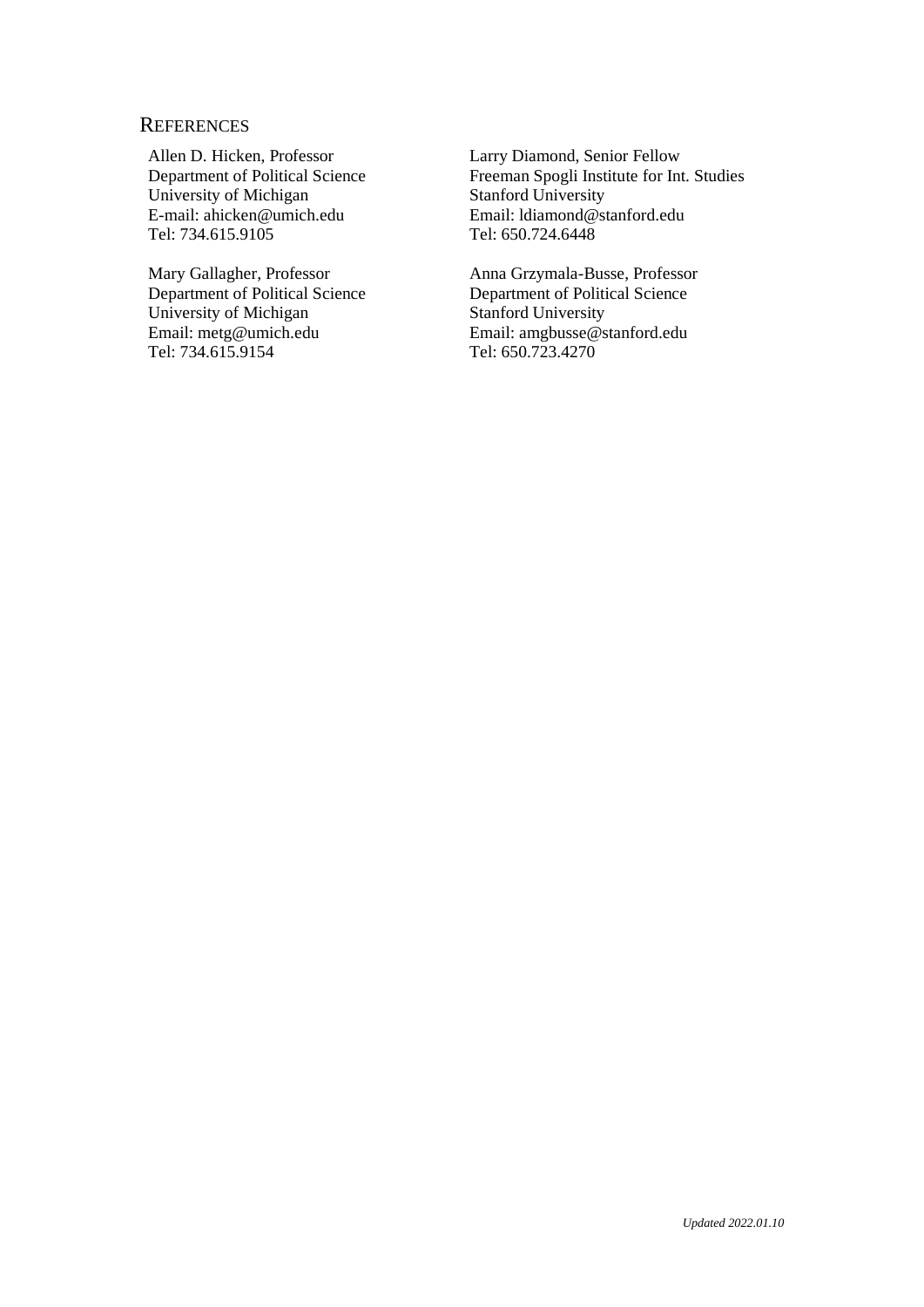## References

Allen D. Hicken, Professor
Department of Political Science
University of Michigan
E-mail: ahicken@umich.edu
Tel: 734.615.9105

Mary Gallagher, Professor
Department of Political Science
University of Michigan
Email: metg@umich.edu
Tel: 734.615.9154

Larry Diamond, Senior Fellow
Freeman Spogli Institute for Int. Studies
Stanford University
Email: ldiamond@stanford.edu
Tel: 650.724.6448

Anna Grzymala-Busse, Professor
Department of Political Science
Stanford University
Email: amgbusse@stanford.edu
Tel: 650.723.4270

*Updated 2022.01.10*